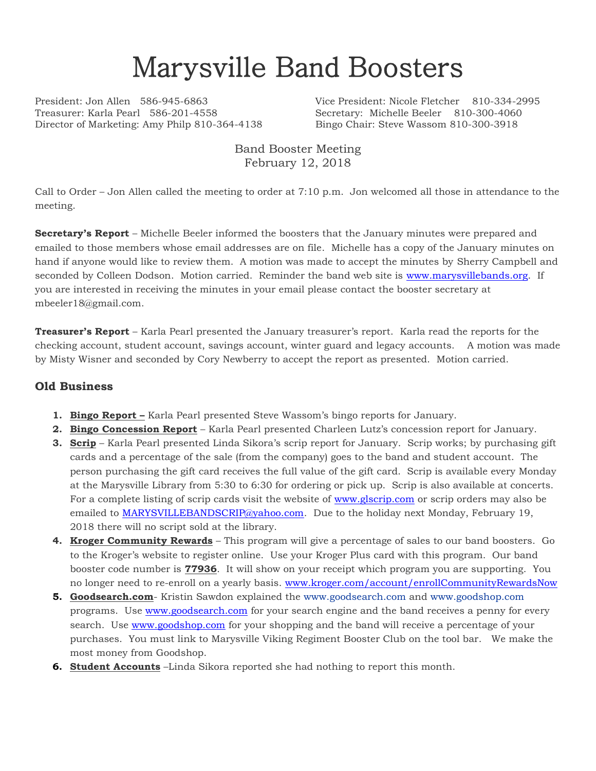# Marysville Band Boosters

President: Jon Allen 586-945-6863
Vice President: Nicole Fletcher 810-334-2995
Treasurer: Karla Pearl 586-201-4558
Secretary: Michelle Beeler 810-300-4060
Director of Marketing: Amy Philp 810-364-4138
Bingo Chair: Steve Wassom 810-300-3918

Band Booster Meeting
February 12, 2018

Call to Order – Jon Allen called the meeting to order at 7:10 p.m. Jon welcomed all those in attendance to the meeting.

**Secretary's Report** – Michelle Beeler informed the boosters that the January minutes were prepared and emailed to those members whose email addresses are on file. Michelle has a copy of the January minutes on hand if anyone would like to review them. A motion was made to accept the minutes by Sherry Campbell and seconded by Colleen Dodson. Motion carried. Reminder the band web site is www.marysvillebands.org. If you are interested in receiving the minutes in your email please contact the booster secretary at mbeeler18@gmail.com.

**Treasurer's Report** – Karla Pearl presented the January treasurer's report. Karla read the reports for the checking account, student account, savings account, winter guard and legacy accounts. A motion was made by Misty Wisner and seconded by Cory Newberry to accept the report as presented. Motion carried.

## Old Business

1. **Bingo Report –** Karla Pearl presented Steve Wassom's bingo reports for January.
2. **Bingo Concession Report** – Karla Pearl presented Charleen Lutz's concession report for January.
3. **Scrip** – Karla Pearl presented Linda Sikora's scrip report for January. Scrip works; by purchasing gift cards and a percentage of the sale (from the company) goes to the band and student account. The person purchasing the gift card receives the full value of the gift card. Scrip is available every Monday at the Marysville Library from 5:30 to 6:30 for ordering or pick up. Scrip is also available at concerts. For a complete listing of scrip cards visit the website of www.glscrip.com or scrip orders may also be emailed to MARYSVILLEBANDSCRIP@yahoo.com. Due to the holiday next Monday, February 19, 2018 there will no script sold at the library.
4. **Kroger Community Rewards** – This program will give a percentage of sales to our band boosters. Go to the Kroger's website to register online. Use your Kroger Plus card with this program. Our band booster code number is **77936**. It will show on your receipt which program you are supporting. You no longer need to re-enroll on a yearly basis. www.kroger.com/account/enrollCommunityRewardsNow
5. **Goodsearch.com**- Kristin Sawdon explained the www.goodsearch.com and www.goodshop.com programs. Use www.goodsearch.com for your search engine and the band receives a penny for every search. Use www.goodshop.com for your shopping and the band will receive a percentage of your purchases. You must link to Marysville Viking Regiment Booster Club on the tool bar. We make the most money from Goodshop.
6. **Student Accounts** –Linda Sikora reported she had nothing to report this month.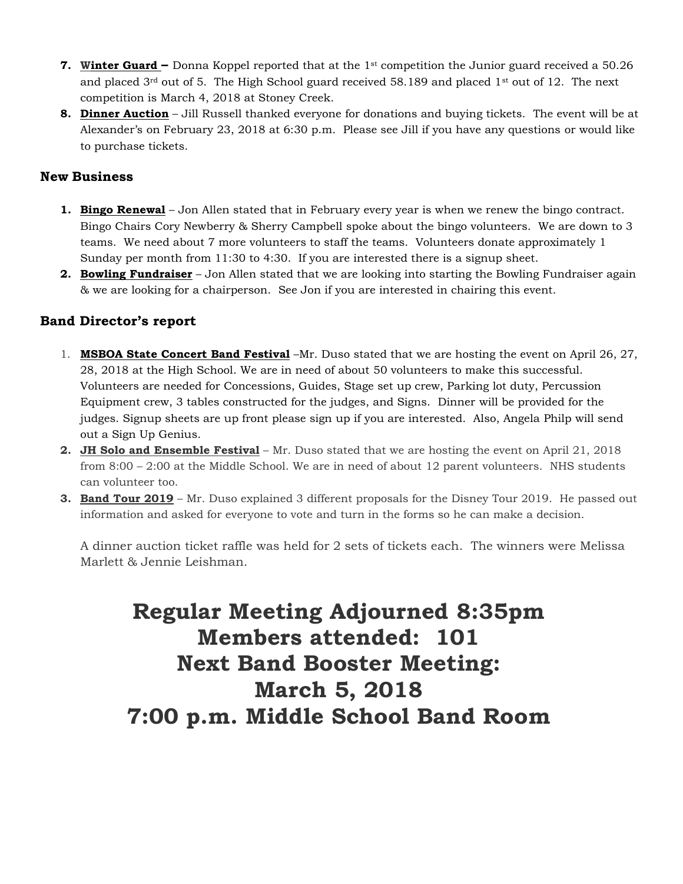7. **Winter Guard –** Donna Koppel reported that at the 1st competition the Junior guard received a 50.26 and placed 3rd out of 5. The High School guard received 58.189 and placed 1st out of 12. The next competition is March 4, 2018 at Stoney Creek.
8. **Dinner Auction** – Jill Russell thanked everyone for donations and buying tickets. The event will be at Alexander's on February 23, 2018 at 6:30 p.m. Please see Jill if you have any questions or would like to purchase tickets.

### New Business

1. **Bingo Renewal** – Jon Allen stated that in February every year is when we renew the bingo contract. Bingo Chairs Cory Newberry & Sherry Campbell spoke about the bingo volunteers. We are down to 3 teams. We need about 7 more volunteers to staff the teams. Volunteers donate approximately 1 Sunday per month from 11:30 to 4:30. If you are interested there is a signup sheet.
2. **Bowling Fundraiser** – Jon Allen stated that we are looking into starting the Bowling Fundraiser again & we are looking for a chairperson. See Jon if you are interested in chairing this event.

### Band Director's report

1. **MSBOA State Concert Band Festival** –Mr. Duso stated that we are hosting the event on April 26, 27, 28, 2018 at the High School. We are in need of about 50 volunteers to make this successful. Volunteers are needed for Concessions, Guides, Stage set up crew, Parking lot duty, Percussion Equipment crew, 3 tables constructed for the judges, and Signs. Dinner will be provided for the judges. Signup sheets are up front please sign up if you are interested. Also, Angela Philp will send out a Sign Up Genius.
2. **JH Solo and Ensemble Festival** – Mr. Duso stated that we are hosting the event on April 21, 2018 from 8:00 – 2:00 at the Middle School. We are in need of about 12 parent volunteers. NHS students can volunteer too.
3. **Band Tour 2019** – Mr. Duso explained 3 different proposals for the Disney Tour 2019. He passed out information and asked for everyone to vote and turn in the forms so he can make a decision.

   A dinner auction ticket raffle was held for 2 sets of tickets each. The winners were Melissa Marlett & Jennie Leishman.

# Regular Meeting Adjourned 8:35pm
# Members attended: 101
# Next Band Booster Meeting:
# March 5, 2018
# 7:00 p.m. Middle School Band Room